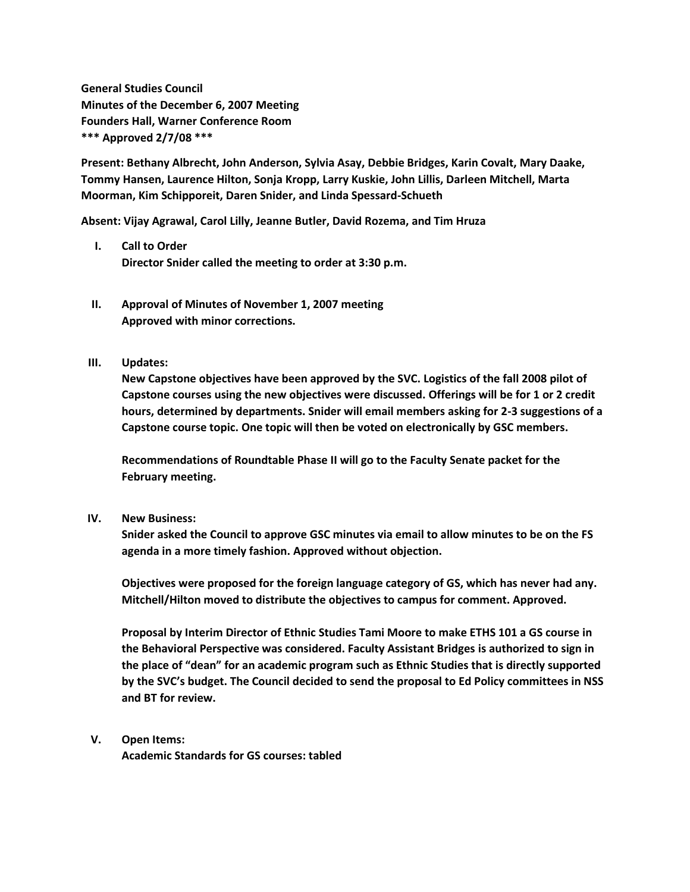**General Studies Council**
**Minutes of the December 6, 2007 Meeting**
**Founders Hall, Warner Conference Room**
**\*\*\* Approved 2/7/08 \*\*\***

**Present: Bethany Albrecht, John Anderson, Sylvia Asay, Debbie Bridges, Karin Covalt, Mary Daake, Tommy Hansen, Laurence Hilton, Sonja Kropp, Larry Kuskie, John Lillis, Darleen Mitchell, Marta Moorman, Kim Schipporeit, Daren Snider, and Linda Spessard-Schueth**

**Absent: Vijay Agrawal, Carol Lilly, Jeanne Butler, David Rozema, and Tim Hruza**

I. **Call to Order**
   **Director Snider called the meeting to order at 3:30 p.m.**

II. **Approval of Minutes of November 1, 2007 meeting**
   **Approved with minor corrections.**

III. **Updates:**
   **New Capstone objectives have been approved by the SVC. Logistics of the fall 2008 pilot of Capstone courses using the new objectives were discussed. Offerings will be for 1 or 2 credit hours, determined by departments. Snider will email members asking for 2-3 suggestions of a Capstone course topic. One topic will then be voted on electronically by GSC members.**

   **Recommendations of Roundtable Phase II will go to the Faculty Senate packet for the February meeting.**

IV. **New Business:**
   **Snider asked the Council to approve GSC minutes via email to allow minutes to be on the FS agenda in a more timely fashion. Approved without objection.**

   **Objectives were proposed for the foreign language category of GS, which has never had any. Mitchell/Hilton moved to distribute the objectives to campus for comment. Approved.**

   **Proposal by Interim Director of Ethnic Studies Tami Moore to make ETHS 101 a GS course in the Behavioral Perspective was considered. Faculty Assistant Bridges is authorized to sign in the place of "dean" for an academic program such as Ethnic Studies that is directly supported by the SVC's budget. The Council decided to send the proposal to Ed Policy committees in NSS and BT for review.**

V. **Open Items:**
   **Academic Standards for GS courses: tabled**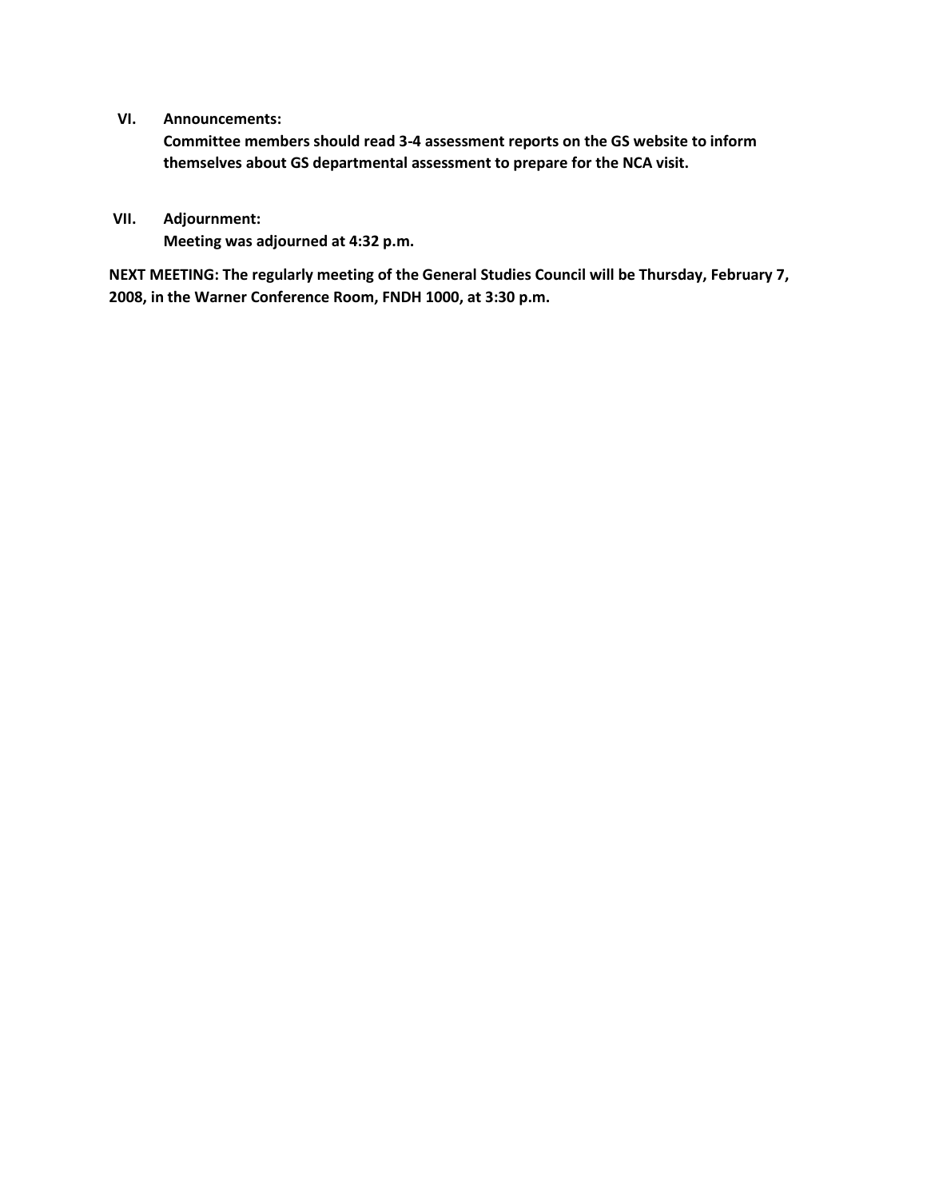**VI. Announcements:**
**Committee members should read 3-4 assessment reports on the GS website to inform themselves about GS departmental assessment to prepare for the NCA visit.**

**VII. Adjournment:**
**Meeting was adjourned at 4:32 p.m.**

**NEXT MEETING: The regularly meeting of the General Studies Council will be Thursday, February 7, 2008, in the Warner Conference Room, FNDH 1000, at 3:30 p.m.**